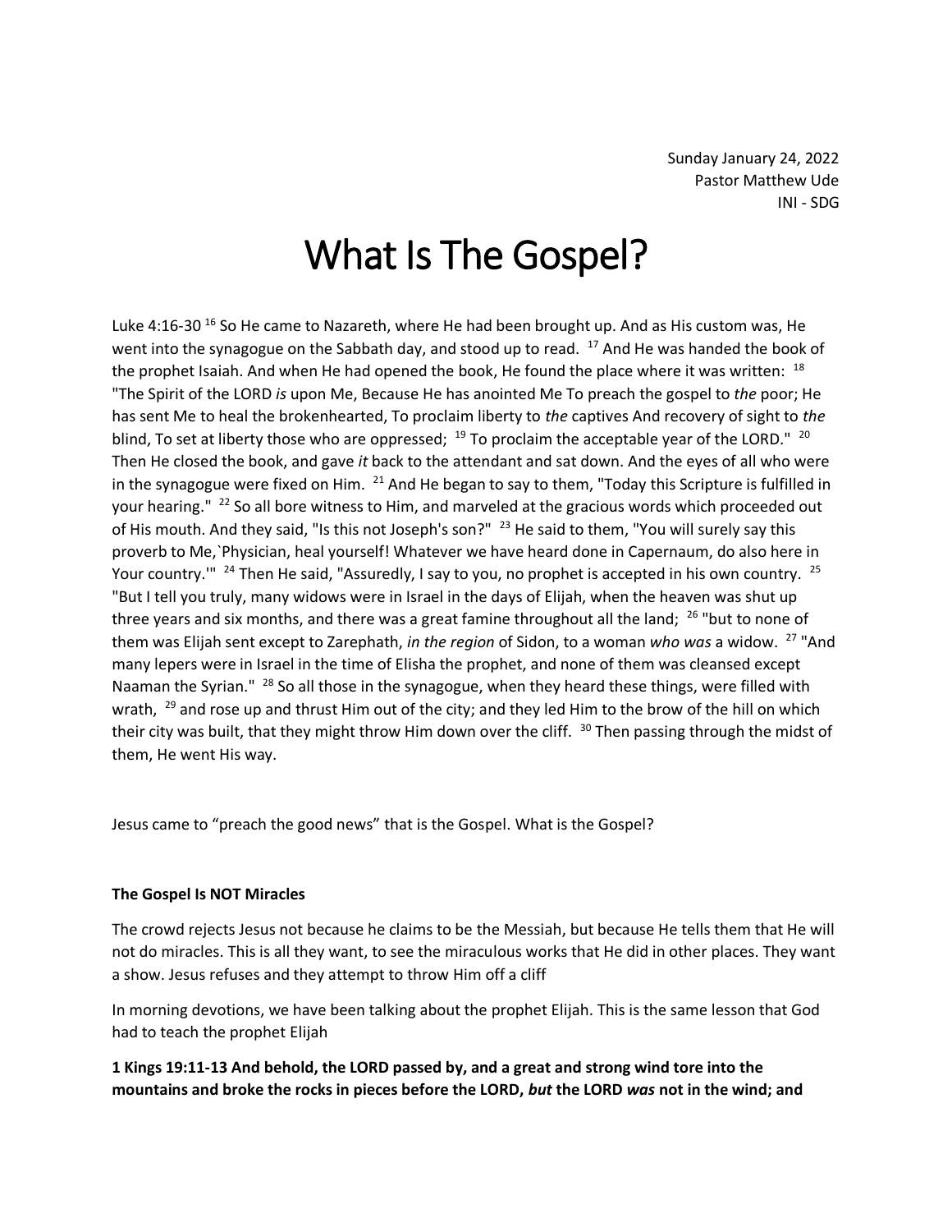Sunday January 24, 2022
Pastor Matthew Ude
INI - SDG

# What Is The Gospel?

Luke 4:16-30 [16] So He came to Nazareth, where He had been brought up. And as His custom was, He went into the synagogue on the Sabbath day, and stood up to read. [17] And He was handed the book of the prophet Isaiah. And when He had opened the book, He found the place where it was written: [18] "The Spirit of the LORD *is* upon Me, Because He has anointed Me To preach the gospel to *the* poor; He has sent Me to heal the brokenhearted, To proclaim liberty to *the* captives And recovery of sight to *the* blind, To set at liberty those who are oppressed; [19] To proclaim the acceptable year of the LORD." [20] Then He closed the book, and gave *it* back to the attendant and sat down. And the eyes of all who were in the synagogue were fixed on Him. [21] And He began to say to them, "Today this Scripture is fulfilled in your hearing." [22] So all bore witness to Him, and marveled at the gracious words which proceeded out of His mouth. And they said, "Is this not Joseph's son?" [23] He said to them, "You will surely say this proverb to Me,`Physician, heal yourself! Whatever we have heard done in Capernaum, do also here in Your country.'" [24] Then He said, "Assuredly, I say to you, no prophet is accepted in his own country. [25] "But I tell you truly, many widows were in Israel in the days of Elijah, when the heaven was shut up three years and six months, and there was a great famine throughout all the land; [26] "but to none of them was Elijah sent except to Zarephath, *in the region* of Sidon, to a woman *who was* a widow. [27] "And many lepers were in Israel in the time of Elisha the prophet, and none of them was cleansed except Naaman the Syrian." [28] So all those in the synagogue, when they heard these things, were filled with wrath, [29] and rose up and thrust Him out of the city; and they led Him to the brow of the hill on which their city was built, that they might throw Him down over the cliff. [30] Then passing through the midst of them, He went His way.

Jesus came to "preach the good news" that is the Gospel. What is the Gospel?

**The Gospel Is NOT Miracles**

The crowd rejects Jesus not because he claims to be the Messiah, but because He tells them that He will not do miracles. This is all they want, to see the miraculous works that He did in other places. They want a show. Jesus refuses and they attempt to throw Him off a cliff

In morning devotions, we have been talking about the prophet Elijah. This is the same lesson that God had to teach the prophet Elijah

**1 Kings 19:11-13 And behold, the LORD passed by, and a great and strong wind tore into the mountains and broke the rocks in pieces before the LORD, *but* the LORD *was* not in the wind; and**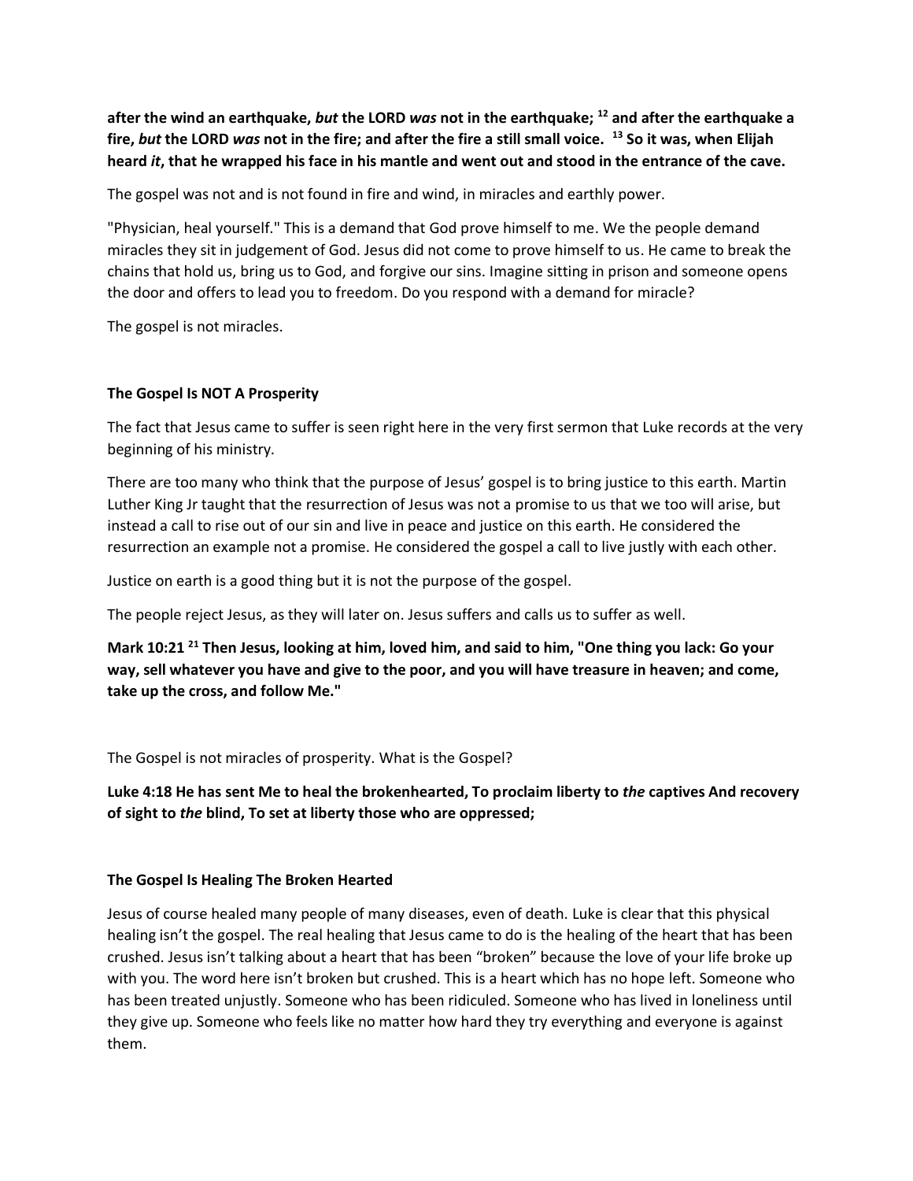**after the wind an earthquake, *but* the LORD *was* not in the earthquake; [12] and after the earthquake a fire, *but* the LORD *was* not in the fire; and after the fire a still small voice. [13] So it was, when Elijah heard *it*, that he wrapped his face in his mantle and went out and stood in the entrance of the cave.**

The gospel was not and is not found in fire and wind, in miracles and earthly power.

"Physician, heal yourself." This is a demand that God prove himself to me. We the people demand miracles they sit in judgement of God. Jesus did not come to prove himself to us. He came to break the chains that hold us, bring us to God, and forgive our sins. Imagine sitting in prison and someone opens the door and offers to lead you to freedom. Do you respond with a demand for miracle?

The gospel is not miracles.

**The Gospel Is NOT A Prosperity**

The fact that Jesus came to suffer is seen right here in the very first sermon that Luke records at the very beginning of his ministry.

There are too many who think that the purpose of Jesus' gospel is to bring justice to this earth. Martin Luther King Jr taught that the resurrection of Jesus was not a promise to us that we too will arise, but instead a call to rise out of our sin and live in peace and justice on this earth. He considered the resurrection an example not a promise. He considered the gospel a call to live justly with each other.

Justice on earth is a good thing but it is not the purpose of the gospel.

The people reject Jesus, as they will later on. Jesus suffers and calls us to suffer as well.

**Mark 10:21 [21] Then Jesus, looking at him, loved him, and said to him, "One thing you lack: Go your way, sell whatever you have and give to the poor, and you will have treasure in heaven; and come, take up the cross, and follow Me."**

The Gospel is not miracles of prosperity. What is the Gospel?

**Luke 4:18 He has sent Me to heal the brokenhearted, To proclaim liberty to *the* captives And recovery of sight to *the* blind, To set at liberty those who are oppressed;**

**The Gospel Is Healing The Broken Hearted**

Jesus of course healed many people of many diseases, even of death. Luke is clear that this physical healing isn't the gospel. The real healing that Jesus came to do is the healing of the heart that has been crushed. Jesus isn't talking about a heart that has been "broken" because the love of your life broke up with you. The word here isn't broken but crushed. This is a heart which has no hope left. Someone who has been treated unjustly. Someone who has been ridiculed. Someone who has lived in loneliness until they give up. Someone who feels like no matter how hard they try everything and everyone is against them.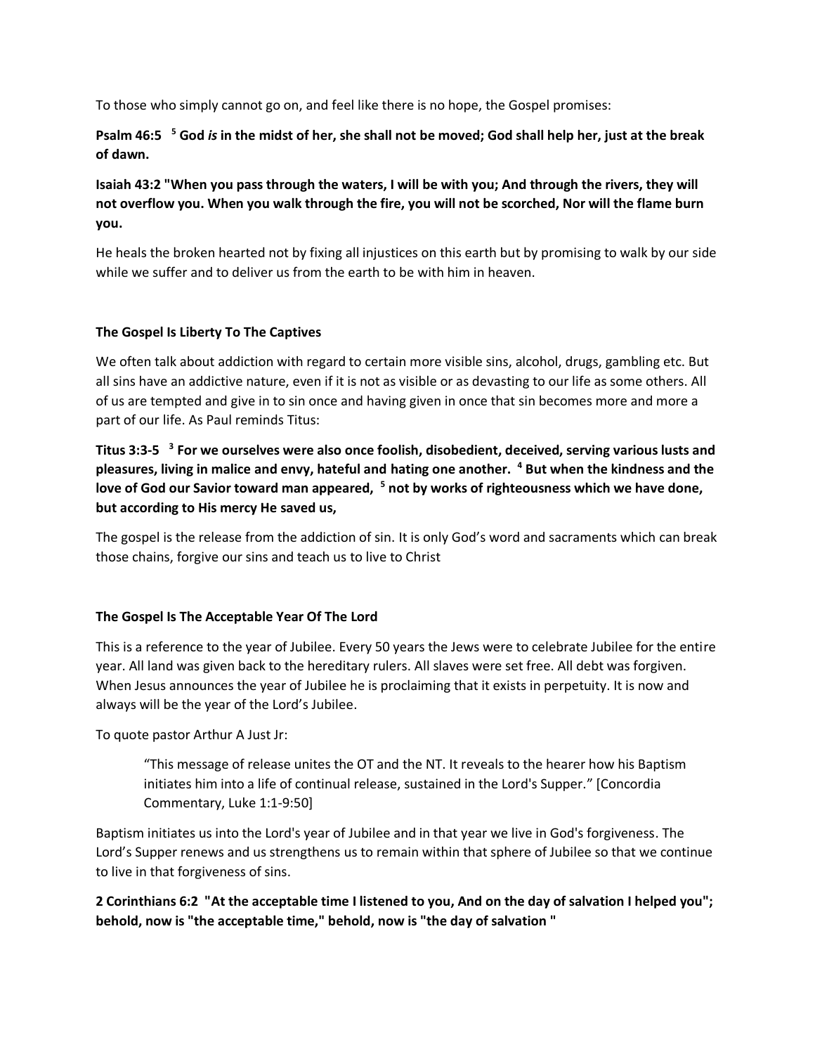To those who simply cannot go on, and feel like there is no hope, the Gospel promises:

**Psalm 46:5 [5] God *is* in the midst of her, she shall not be moved; God shall help her, just at the break of dawn.**

**Isaiah 43:2 "When you pass through the waters, I will be with you; And through the rivers, they will not overflow you. When you walk through the fire, you will not be scorched, Nor will the flame burn you.**

He heals the broken hearted not by fixing all injustices on this earth but by promising to walk by our side while we suffer and to deliver us from the earth to be with him in heaven.

**The Gospel Is Liberty To The Captives**

We often talk about addiction with regard to certain more visible sins, alcohol, drugs, gambling etc. But all sins have an addictive nature, even if it is not as visible or as devasting to our life as some others. All of us are tempted and give in to sin once and having given in once that sin becomes more and more a part of our life. As Paul reminds Titus:

**Titus 3:3-5 [3] For we ourselves were also once foolish, disobedient, deceived, serving various lusts and pleasures, living in malice and envy, hateful and hating one another. [4] But when the kindness and the love of God our Savior toward man appeared, [5] not by works of righteousness which we have done, but according to His mercy He saved us,**

The gospel is the release from the addiction of sin. It is only God's word and sacraments which can break those chains, forgive our sins and teach us to live to Christ

**The Gospel Is The Acceptable Year Of The Lord**

This is a reference to the year of Jubilee. Every 50 years the Jews were to celebrate Jubilee for the entire year. All land was given back to the hereditary rulers. All slaves were set free. All debt was forgiven. When Jesus announces the year of Jubilee he is proclaiming that it exists in perpetuity. It is now and always will be the year of the Lord's Jubilee.

To quote pastor Arthur A Just Jr:

> "This message of release unites the OT and the NT. It reveals to the hearer how his Baptism initiates him into a life of continual release, sustained in the Lord's Supper." [Concordia Commentary, Luke 1:1-9:50]

Baptism initiates us into the Lord's year of Jubilee and in that year we live in God's forgiveness. The Lord's Supper renews and us strengthens us to remain within that sphere of Jubilee so that we continue to live in that forgiveness of sins.

**2 Corinthians 6:2 "At the acceptable time I listened to you, And on the day of salvation I helped you"; behold, now is "the acceptable time," behold, now is "the day of salvation "**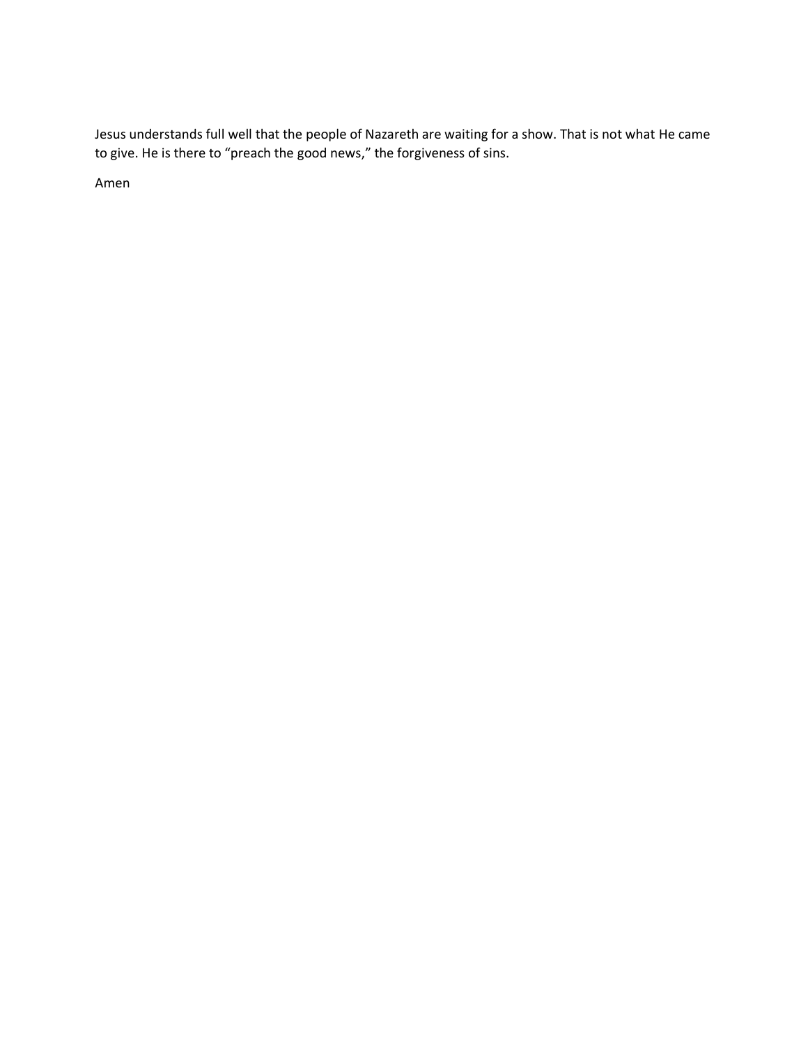Jesus understands full well that the people of Nazareth are waiting for a show. That is not what He came to give. He is there to "preach the good news," the forgiveness of sins.

Amen